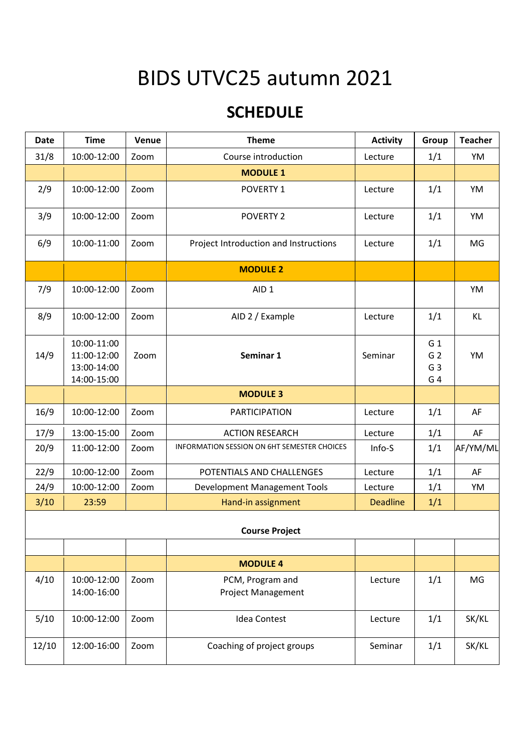# BIDS UTVC25 autumn 2021

## SCHEDULE

| Date | Time | Venue | Theme | Activity | Group | Teacher |
|---|---|---|---|---|---|---|
| 31/8 | 10:00-12:00 | Zoom | Course introduction | Lecture | 1/1 | YM |
| | | | **MODULE 1** | | | |
| 2/9 | 10:00-12:00 | Zoom | POVERTY 1 | Lecture | 1/1 | YM |
| 3/9 | 10:00-12:00 | Zoom | POVERTY 2 | Lecture | 1/1 | YM |
| 6/9 | 10:00-11:00 | Zoom | Project Introduction and Instructions | Lecture | 1/1 | MG |
| | | | **MODULE 2** | | | |
| 7/9 | 10:00-12:00 | Zoom | AID 1 | | | YM |
| 8/9 | 10:00-12:00 | Zoom | AID 2 / Example | Lecture | 1/1 | KL |
| 14/9 | 10:00-11:00<br>11:00-12:00<br>13:00-14:00<br>14:00-15:00 | Zoom | **Seminar 1** | Seminar | G 1<br>G 2<br>G 3<br>G 4 | YM |
| | | | **MODULE 3** | | | |
| 16/9 | 10:00-12:00 | Zoom | PARTICIPATION | Lecture | 1/1 | AF |
| 17/9 | 13:00-15:00 | Zoom | ACTION RESEARCH | Lecture | 1/1 | AF |
| 20/9 | 11:00-12:00 | Zoom | INFORMATION SESSION ON 6HT SEMESTER CHOICES | Info-S | 1/1 | AF/YM/ML |
| 22/9 | 10:00-12:00 | Zoom | POTENTIALS AND CHALLENGES | Lecture | 1/1 | AF |
| 24/9 | 10:00-12:00 | Zoom | Development Management Tools | Lecture | 1/1 | YM |
| 3/10 | 23:59 | | Hand-in assignment | Deadline | 1/1 | |
| | | | **Course Project** | | | |
| | | | | | | |
| | | | **MODULE 4** | | | |
| 4/10 | 10:00-12:00<br>14:00-16:00 | Zoom | PCM, Program and Project Management | Lecture | 1/1 | MG |
| 5/10 | 10:00-12:00 | Zoom | Idea Contest | Lecture | 1/1 | SK/KL |
| 12/10 | 12:00-16:00 | Zoom | Coaching of project groups | Seminar | 1/1 | SK/KL |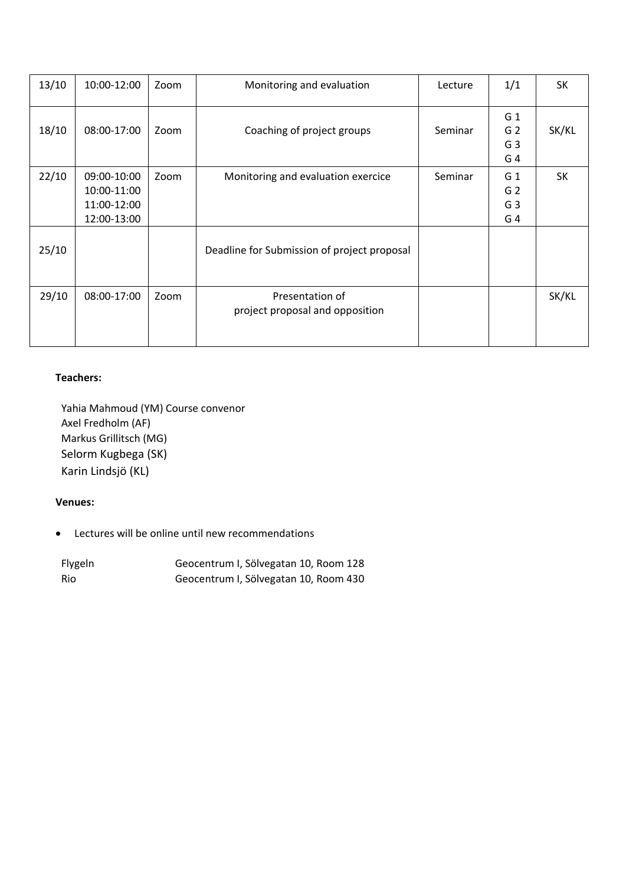| | | | | | | |
|---|---|---|---|---|---|---|
| 13/10 | 10:00-12:00 | Zoom | Monitoring and evaluation | Lecture | 1/1 | SK |
| 18/10 | 08:00-17:00 | Zoom | Coaching of project groups | Seminar | G 1<br>G 2<br>G 3<br>G 4 | SK/KL |
| 22/10 | 09:00-10:00<br>10:00-11:00<br>11:00-12:00<br>12:00-13:00 | Zoom | Monitoring and evaluation exercice | Seminar | G 1<br>G 2<br>G 3<br>G 4 | SK |
| 25/10 | | | Deadline for Submission of project proposal | | | |
| 29/10 | 08:00-17:00 | Zoom | Presentation of project proposal and opposition | | | SK/KL |

**Teachers:**

Yahia Mahmoud (YM) Course convenor
Axel Fredholm (AF)
Markus Grillitsch (MG)
Selorm Kugbega (SK)
Karin Lindsjö (KL)

**Venues:**

- Lectures will be online until new recommendations

Flygeln Geocentrum I, Sölvegatan 10, Room 128
Rio Geocentrum I, Sölvegatan 10, Room 430